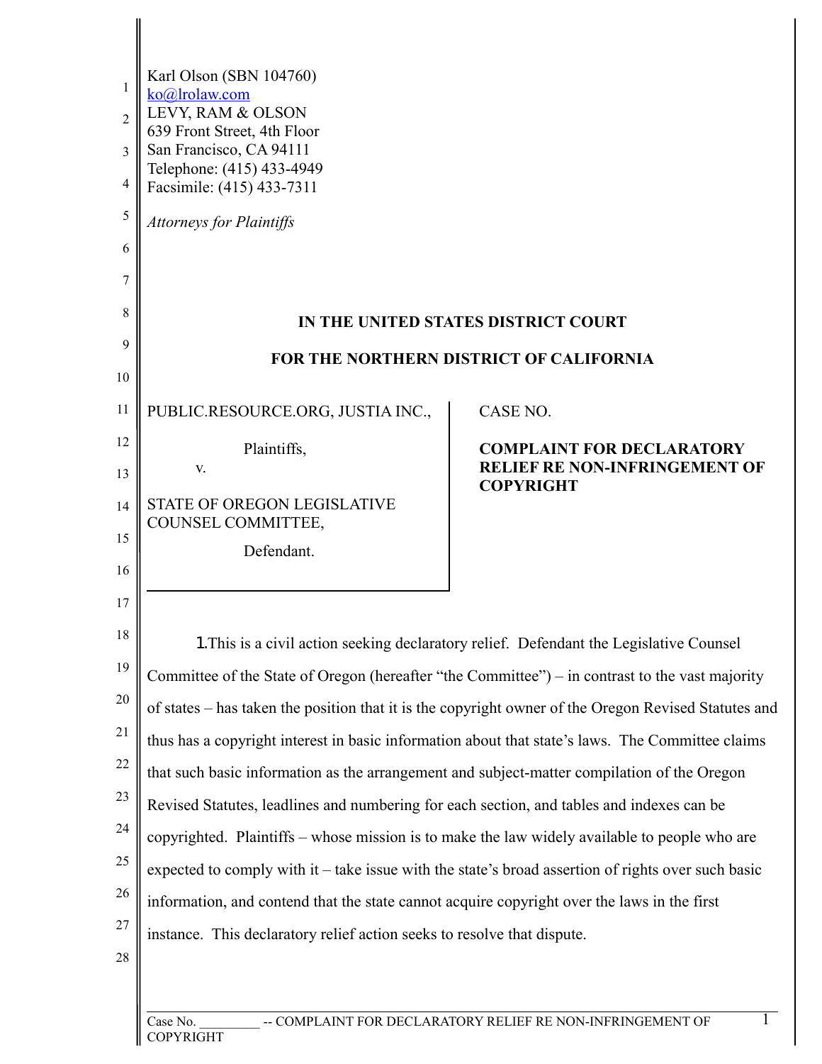Karl Olson (SBN 104760)
ko@lrolaw.com
LEVY, RAM & OLSON
639 Front Street, 4th Floor
San Francisco, CA 94111
Telephone: (415) 433-4949
Facsimile: (415) 433-7311

*Attorneys for Plaintiffs*

**IN THE UNITED STATES DISTRICT COURT**

**FOR THE NORTHERN DISTRICT OF CALIFORNIA**

| | |
|---|---|
| PUBLIC.RESOURCE.ORG, JUSTIA INC., Plaintiffs, v. STATE OF OREGON LEGISLATIVE COUNSEL COMMITTEE, Defendant. | CASE NO. **COMPLAINT FOR DECLARATORY RELIEF RE NON-INFRINGEMENT OF COPYRIGHT** |

1. This is a civil action seeking declaratory relief. Defendant the Legislative Counsel Committee of the State of Oregon (hereafter "the Committee") – in contrast to the vast majority of states – has taken the position that it is the copyright owner of the Oregon Revised Statutes and thus has a copyright interest in basic information about that state's laws. The Committee claims that such basic information as the arrangement and subject-matter compilation of the Oregon Revised Statutes, leadlines and numbering for each section, and tables and indexes can be copyrighted. Plaintiffs – whose mission is to make the law widely available to people who are expected to comply with it – take issue with the state's broad assertion of rights over such basic information, and contend that the state cannot acquire copyright over the laws in the first instance. This declaratory relief action seeks to resolve that dispute.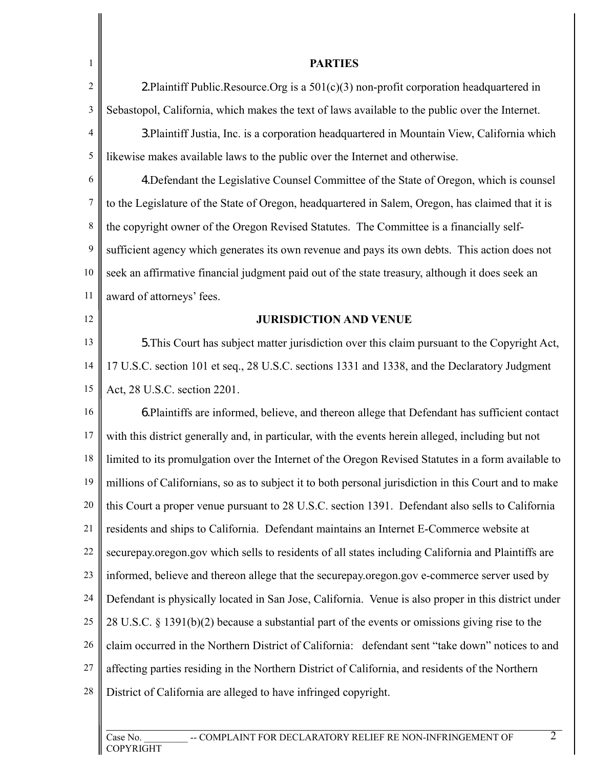## PARTIES

2. Plaintiff Public.Resource.Org is a 501(c)(3) non-profit corporation headquartered in Sebastopol, California, which makes the text of laws available to the public over the Internet.

3. Plaintiff Justia, Inc. is a corporation headquartered in Mountain View, California which likewise makes available laws to the public over the Internet and otherwise.

4. Defendant the Legislative Counsel Committee of the State of Oregon, which is counsel to the Legislature of the State of Oregon, headquartered in Salem, Oregon, has claimed that it is the copyright owner of the Oregon Revised Statutes. The Committee is a financially self-sufficient agency which generates its own revenue and pays its own debts. This action does not seek an affirmative financial judgment paid out of the state treasury, although it does seek an award of attorneys' fees.

## JURISDICTION AND VENUE

5. This Court has subject matter jurisdiction over this claim pursuant to the Copyright Act, 17 U.S.C. section 101 et seq., 28 U.S.C. sections 1331 and 1338, and the Declaratory Judgment Act, 28 U.S.C. section 2201.

6. Plaintiffs are informed, believe, and thereon allege that Defendant has sufficient contact with this district generally and, in particular, with the events herein alleged, including but not limited to its promulgation over the Internet of the Oregon Revised Statutes in a form available to millions of Californians, so as to subject it to both personal jurisdiction in this Court and to make this Court a proper venue pursuant to 28 U.S.C. section 1391. Defendant also sells to California residents and ships to California. Defendant maintains an Internet E-Commerce website at securepay.oregon.gov which sells to residents of all states including California and Plaintiffs are informed, believe and thereon allege that the securepay.oregon.gov e-commerce server used by Defendant is physically located in San Jose, California. Venue is also proper in this district under 28 U.S.C. § 1391(b)(2) because a substantial part of the events or omissions giving rise to the claim occurred in the Northern District of California: defendant sent "take down" notices to and affecting parties residing in the Northern District of California, and residents of the Northern District of California are alleged to have infringed copyright.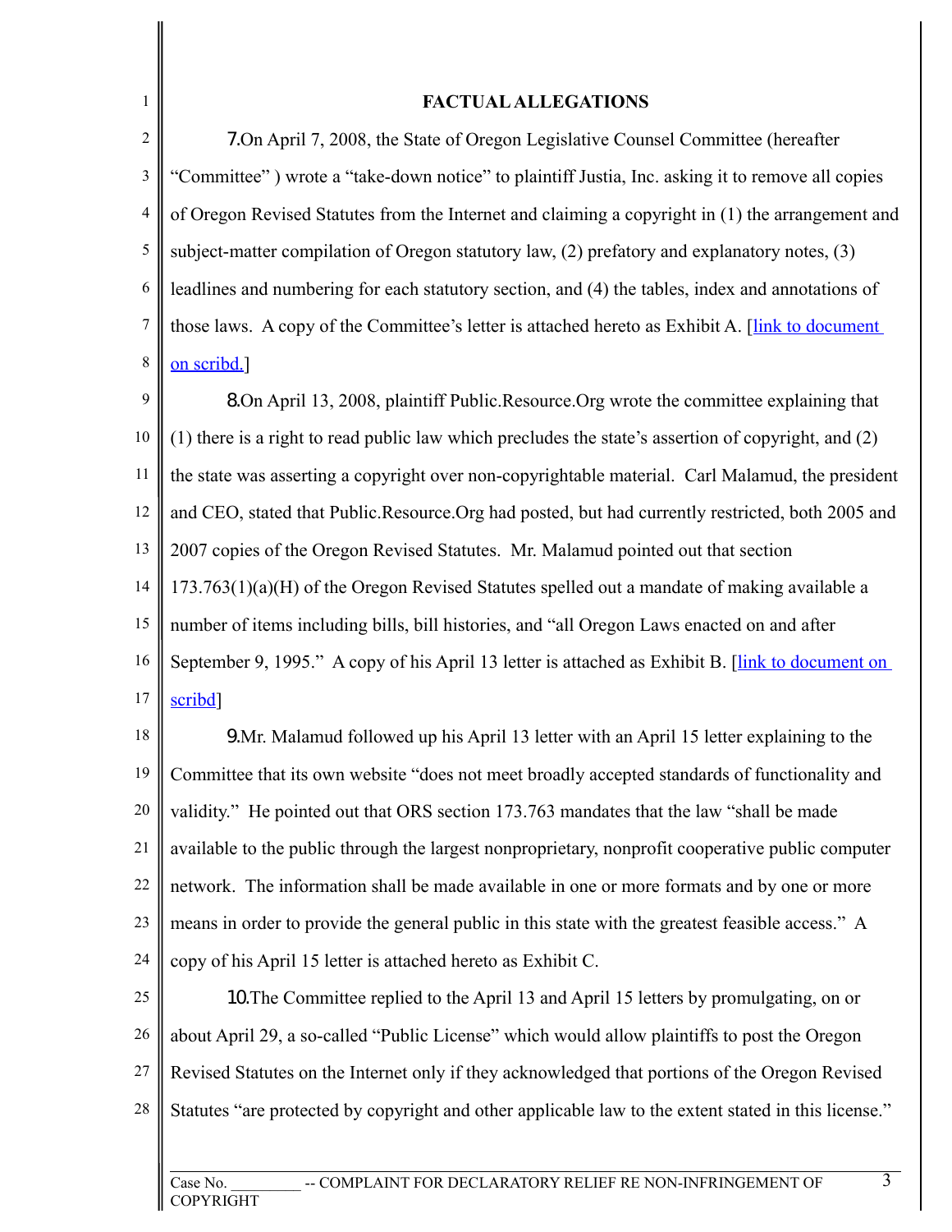**FACTUAL ALLEGATIONS**

7. On April 7, 2008, the State of Oregon Legislative Counsel Committee (hereafter "Committee" ) wrote a "take-down notice" to plaintiff Justia, Inc. asking it to remove all copies of Oregon Revised Statutes from the Internet and claiming a copyright in (1) the arrangement and subject-matter compilation of Oregon statutory law, (2) prefatory and explanatory notes, (3) leadlines and numbering for each statutory section, and (4) the tables, index and annotations of those laws. A copy of the Committee's letter is attached hereto as Exhibit A. [link to document on scribd.]

8. On April 13, 2008, plaintiff Public.Resource.Org wrote the committee explaining that (1) there is a right to read public law which precludes the state's assertion of copyright, and (2) the state was asserting a copyright over non-copyrightable material. Carl Malamud, the president and CEO, stated that Public.Resource.Org had posted, but had currently restricted, both 2005 and 2007 copies of the Oregon Revised Statutes. Mr. Malamud pointed out that section 173.763(1)(a)(H) of the Oregon Revised Statutes spelled out a mandate of making available a number of items including bills, bill histories, and "all Oregon Laws enacted on and after September 9, 1995." A copy of his April 13 letter is attached as Exhibit B. [link to document on scribd]

9. Mr. Malamud followed up his April 13 letter with an April 15 letter explaining to the Committee that its own website "does not meet broadly accepted standards of functionality and validity." He pointed out that ORS section 173.763 mandates that the law "shall be made available to the public through the largest nonproprietary, nonprofit cooperative public computer network. The information shall be made available in one or more formats and by one or more means in order to provide the general public in this state with the greatest feasible access." A copy of his April 15 letter is attached hereto as Exhibit C.

10. The Committee replied to the April 13 and April 15 letters by promulgating, on or about April 29, a so-called "Public License" which would allow plaintiffs to post the Oregon Revised Statutes on the Internet only if they acknowledged that portions of the Oregon Revised Statutes "are protected by copyright and other applicable law to the extent stated in this license."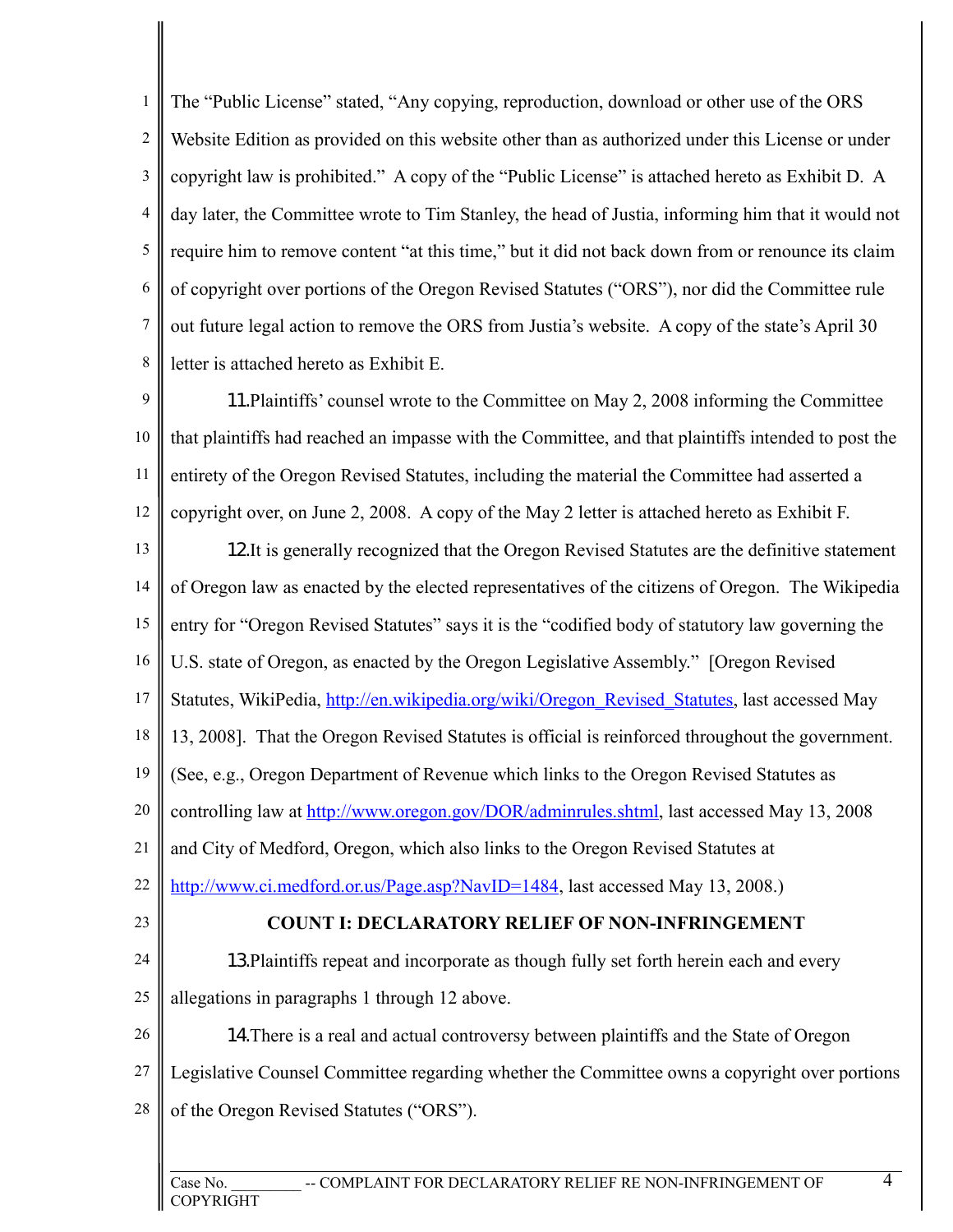The "Public License" stated, "Any copying, reproduction, download or other use of the ORS Website Edition as provided on this website other than as authorized under this License or under copyright law is prohibited." A copy of the "Public License" is attached hereto as Exhibit D. A day later, the Committee wrote to Tim Stanley, the head of Justia, informing him that it would not require him to remove content "at this time," but it did not back down from or renounce its claim of copyright over portions of the Oregon Revised Statutes ("ORS"), nor did the Committee rule out future legal action to remove the ORS from Justia's website. A copy of the state's April 30 letter is attached hereto as Exhibit E.

11. Plaintiffs' counsel wrote to the Committee on May 2, 2008 informing the Committee that plaintiffs had reached an impasse with the Committee, and that plaintiffs intended to post the entirety of the Oregon Revised Statutes, including the material the Committee had asserted a copyright over, on June 2, 2008. A copy of the May 2 letter is attached hereto as Exhibit F.

12. It is generally recognized that the Oregon Revised Statutes are the definitive statement of Oregon law as enacted by the elected representatives of the citizens of Oregon. The Wikipedia entry for "Oregon Revised Statutes" says it is the "codified body of statutory law governing the U.S. state of Oregon, as enacted by the Oregon Legislative Assembly." [Oregon Revised Statutes, WikiPedia, http://en.wikipedia.org/wiki/Oregon_Revised_Statutes, last accessed May 13, 2008]. That the Oregon Revised Statutes is official is reinforced throughout the government. (See, e.g., Oregon Department of Revenue which links to the Oregon Revised Statutes as controlling law at http://www.oregon.gov/DOR/adminrules.shtml, last accessed May 13, 2008 and City of Medford, Oregon, which also links to the Oregon Revised Statutes at http://www.ci.medford.or.us/Page.asp?NavID=1484, last accessed May 13, 2008.)

**COUNT I: DECLARATORY RELIEF OF NON-INFRINGEMENT**

13. Plaintiffs repeat and incorporate as though fully set forth herein each and every allegations in paragraphs 1 through 12 above.

14. There is a real and actual controversy between plaintiffs and the State of Oregon Legislative Counsel Committee regarding whether the Committee owns a copyright over portions of the Oregon Revised Statutes ("ORS").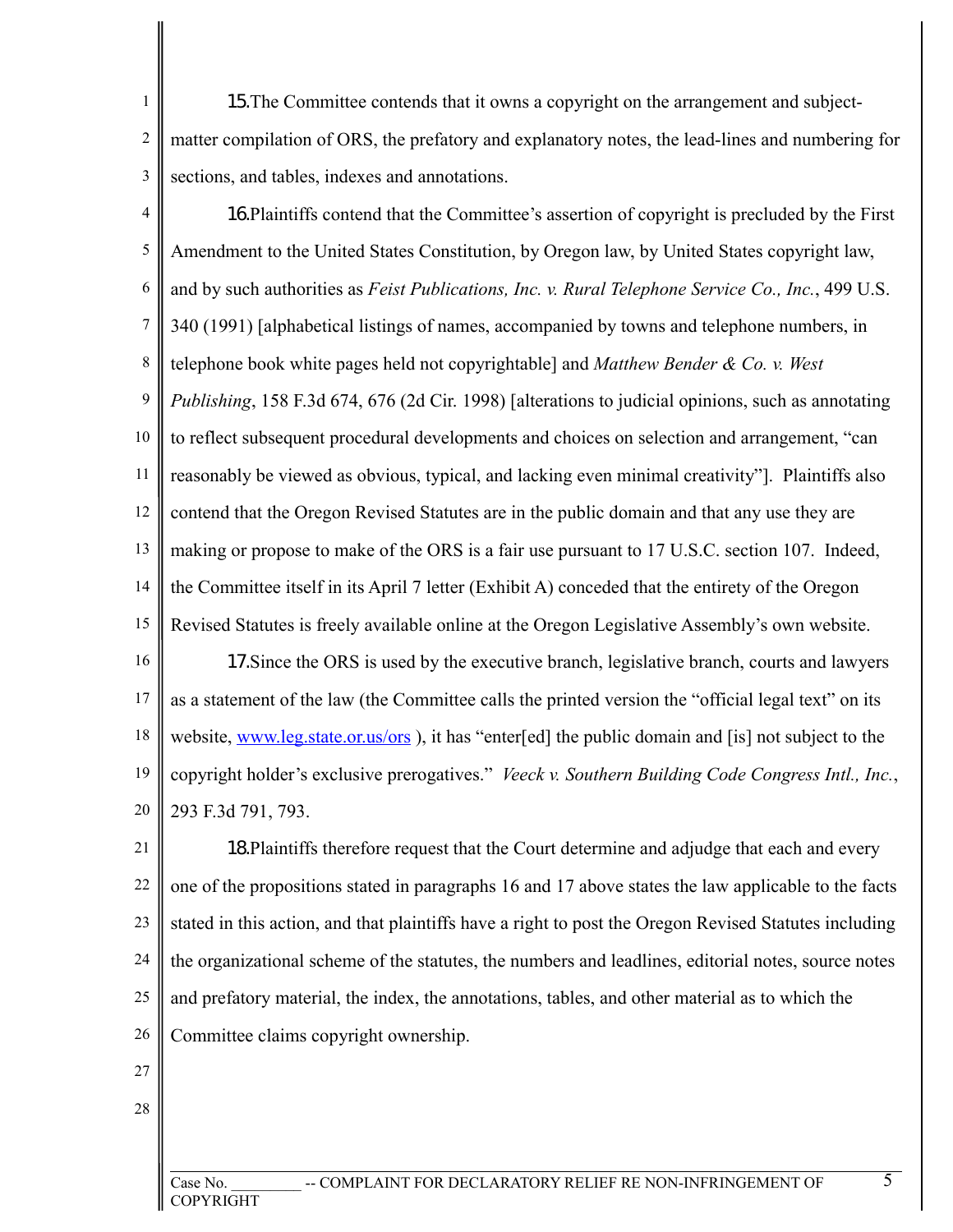15. The Committee contends that it owns a copyright on the arrangement and subject-matter compilation of ORS, the prefatory and explanatory notes, the lead-lines and numbering for sections, and tables, indexes and annotations.

16. Plaintiffs contend that the Committee's assertion of copyright is precluded by the First Amendment to the United States Constitution, by Oregon law, by United States copyright law, and by such authorities as *Feist Publications, Inc. v. Rural Telephone Service Co., Inc.*, 499 U.S. 340 (1991) [alphabetical listings of names, accompanied by towns and telephone numbers, in telephone book white pages held not copyrightable] and *Matthew Bender & Co. v. West Publishing*, 158 F.3d 674, 676 (2d Cir. 1998) [alterations to judicial opinions, such as annotating to reflect subsequent procedural developments and choices on selection and arrangement, "can reasonably be viewed as obvious, typical, and lacking even minimal creativity"]. Plaintiffs also contend that the Oregon Revised Statutes are in the public domain and that any use they are making or propose to make of the ORS is a fair use pursuant to 17 U.S.C. section 107. Indeed, the Committee itself in its April 7 letter (Exhibit A) conceded that the entirety of the Oregon Revised Statutes is freely available online at the Oregon Legislative Assembly's own website.

17. Since the ORS is used by the executive branch, legislative branch, courts and lawyers as a statement of the law (the Committee calls the printed version the "official legal text" on its website, [www.leg.state.or.us/ors](www.leg.state.or.us/ors) ), it has "enter[ed] the public domain and [is] not subject to the copyright holder's exclusive prerogatives." *Veeck v. Southern Building Code Congress Intl., Inc.*, 293 F.3d 791, 793.

18. Plaintiffs therefore request that the Court determine and adjudge that each and every one of the propositions stated in paragraphs 16 and 17 above states the law applicable to the facts stated in this action, and that plaintiffs have a right to post the Oregon Revised Statutes including the organizational scheme of the statutes, the numbers and leadlines, editorial notes, source notes and prefatory material, the index, the annotations, tables, and other material as to which the Committee claims copyright ownership.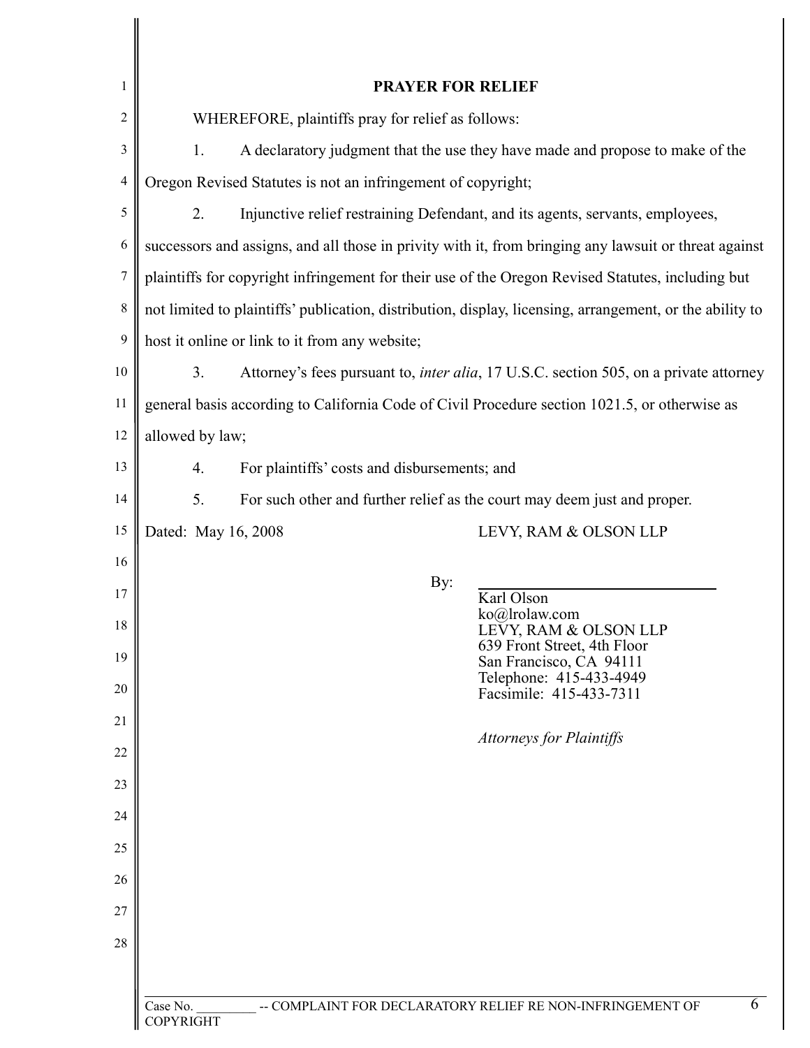## PRAYER FOR RELIEF

WHEREFORE, plaintiffs pray for relief as follows:

1. A declaratory judgment that the use they have made and propose to make of the Oregon Revised Statutes is not an infringement of copyright;

2. Injunctive relief restraining Defendant, and its agents, servants, employees, successors and assigns, and all those in privity with it, from bringing any lawsuit or threat against plaintiffs for copyright infringement for their use of the Oregon Revised Statutes, including but not limited to plaintiffs' publication, distribution, display, licensing, arrangement, or the ability to host it online or link to it from any website;

3. Attorney's fees pursuant to, *inter alia*, 17 U.S.C. section 505, on a private attorney general basis according to California Code of Civil Procedure section 1021.5, or otherwise as allowed by law;

4. For plaintiffs' costs and disbursements; and

5. For such other and further relief as the court may deem just and proper.

Dated: May 16, 2008

LEVY, RAM & OLSON LLP

By: ______________________________

Karl Olson
ko@lrolaw.com
LEVY, RAM & OLSON LLP
639 Front Street, 4th Floor
San Francisco, CA 94111
Telephone: 415-433-4949
Facsimile: 415-433-7311

*Attorneys for Plaintiffs*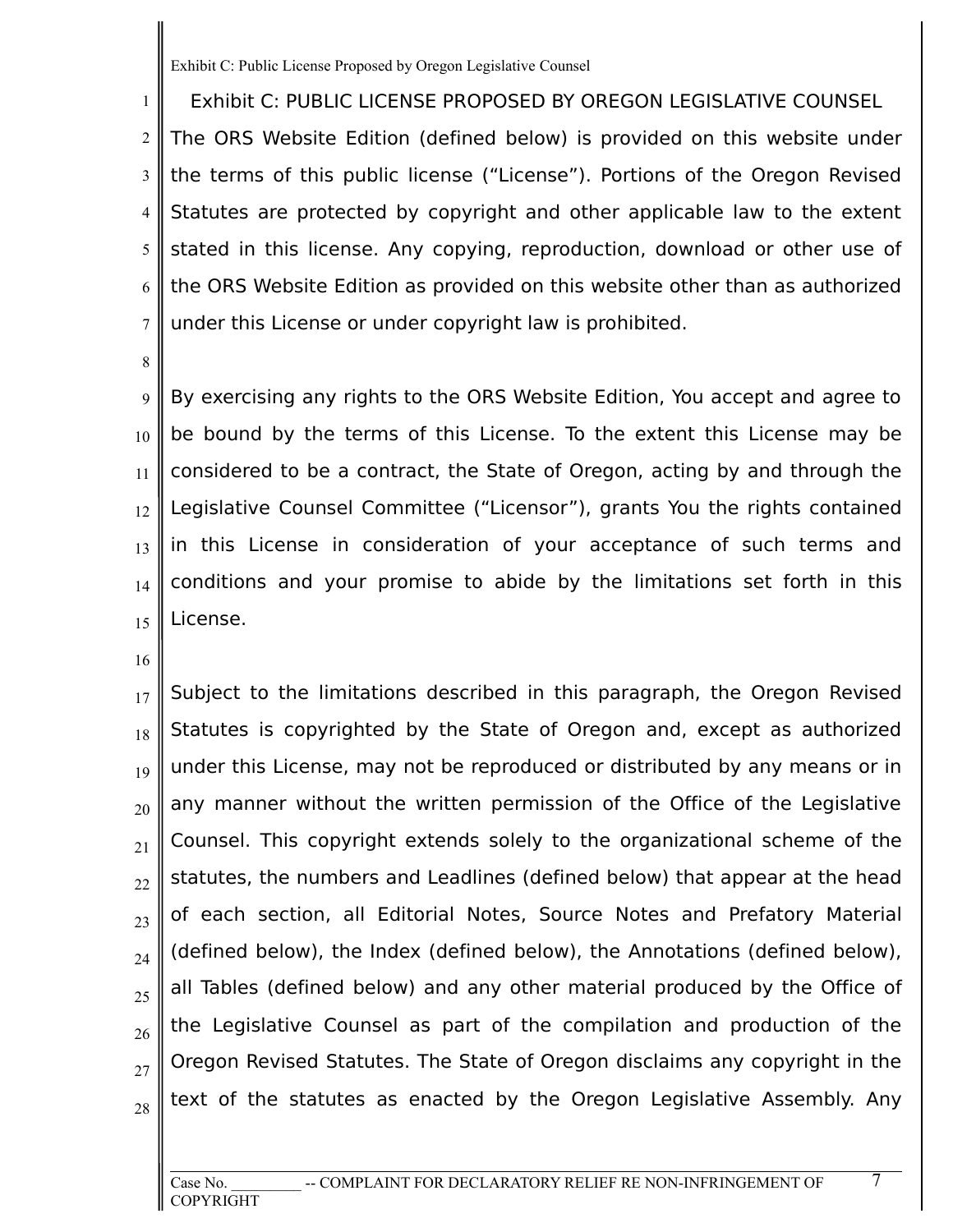# Exhibit C: PUBLIC LICENSE PROPOSED BY OREGON LEGISLATIVE COUNSEL

The ORS Website Edition (defined below) is provided on this website under the terms of this public license ("License"). Portions of the Oregon Revised Statutes are protected by copyright and other applicable law to the extent stated in this license. Any copying, reproduction, download or other use of the ORS Website Edition as provided on this website other than as authorized under this License or under copyright law is prohibited.

By exercising any rights to the ORS Website Edition, You accept and agree to be bound by the terms of this License. To the extent this License may be considered to be a contract, the State of Oregon, acting by and through the Legislative Counsel Committee ("Licensor"), grants You the rights contained in this License in consideration of your acceptance of such terms and conditions and your promise to abide by the limitations set forth in this License.

Subject to the limitations described in this paragraph, the Oregon Revised Statutes is copyrighted by the State of Oregon and, except as authorized under this License, may not be reproduced or distributed by any means or in any manner without the written permission of the Office of the Legislative Counsel. This copyright extends solely to the organizational scheme of the statutes, the numbers and Leadlines (defined below) that appear at the head of each section, all Editorial Notes, Source Notes and Prefatory Material (defined below), the Index (defined below), the Annotations (defined below), all Tables (defined below) and any other material produced by the Office of the Legislative Counsel as part of the compilation and production of the Oregon Revised Statutes. The State of Oregon disclaims any copyright in the text of the statutes as enacted by the Oregon Legislative Assembly. Any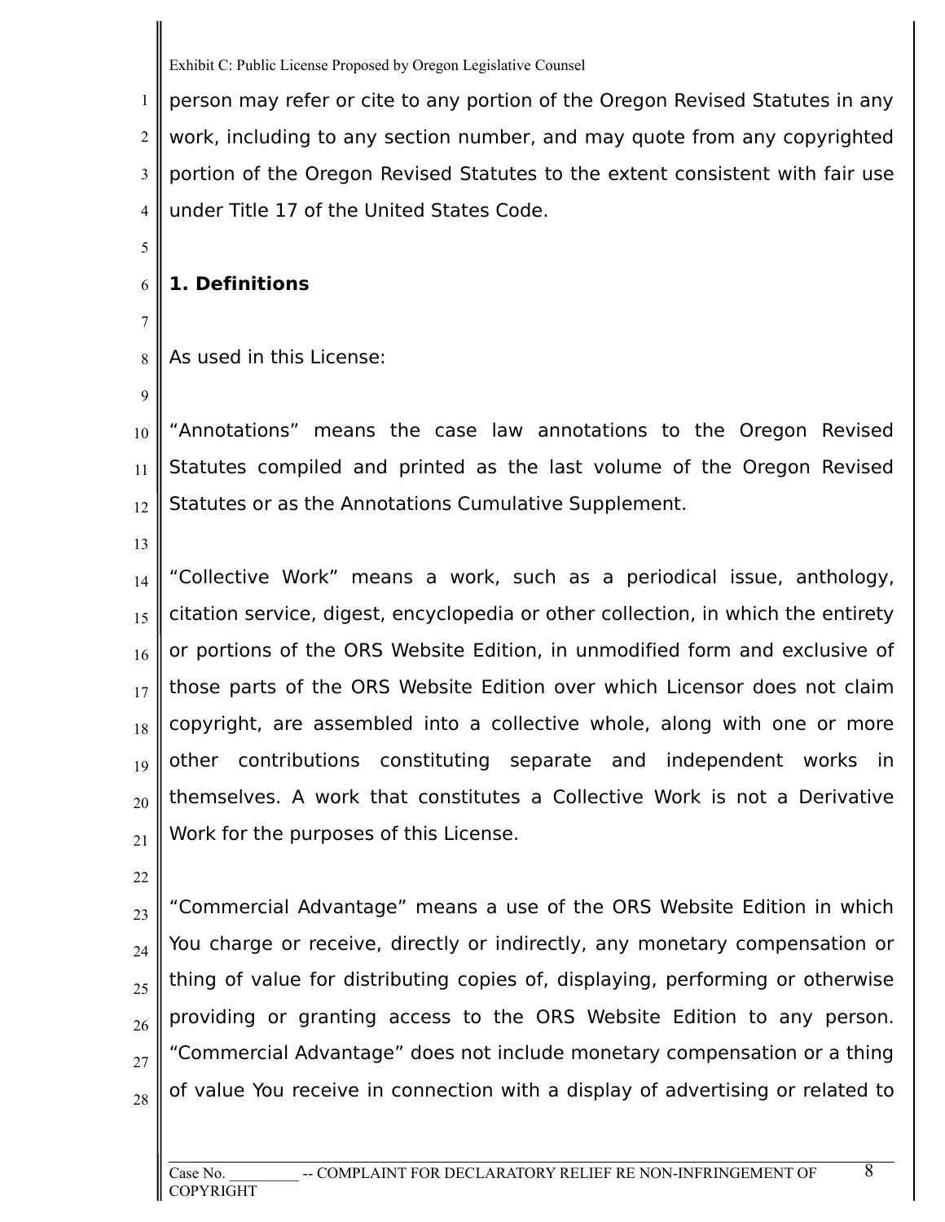person may refer or cite to any portion of the Oregon Revised Statutes in any work, including to any section number, and may quote from any copyrighted portion of the Oregon Revised Statutes to the extent consistent with fair use under Title 17 of the United States Code.

**1. Definitions**

As used in this License:

“Annotations” means the case law annotations to the Oregon Revised Statutes compiled and printed as the last volume of the Oregon Revised Statutes or as the Annotations Cumulative Supplement.

“Collective Work” means a work, such as a periodical issue, anthology, citation service, digest, encyclopedia or other collection, in which the entirety or portions of the ORS Website Edition, in unmodified form and exclusive of those parts of the ORS Website Edition over which Licensor does not claim copyright, are assembled into a collective whole, along with one or more other contributions constituting separate and independent works in themselves. A work that constitutes a Collective Work is not a Derivative Work for the purposes of this License.

“Commercial Advantage” means a use of the ORS Website Edition in which You charge or receive, directly or indirectly, any monetary compensation or thing of value for distributing copies of, displaying, performing or otherwise providing or granting access to the ORS Website Edition to any person. “Commercial Advantage” does not include monetary compensation or a thing of value You receive in connection with a display of advertising or related to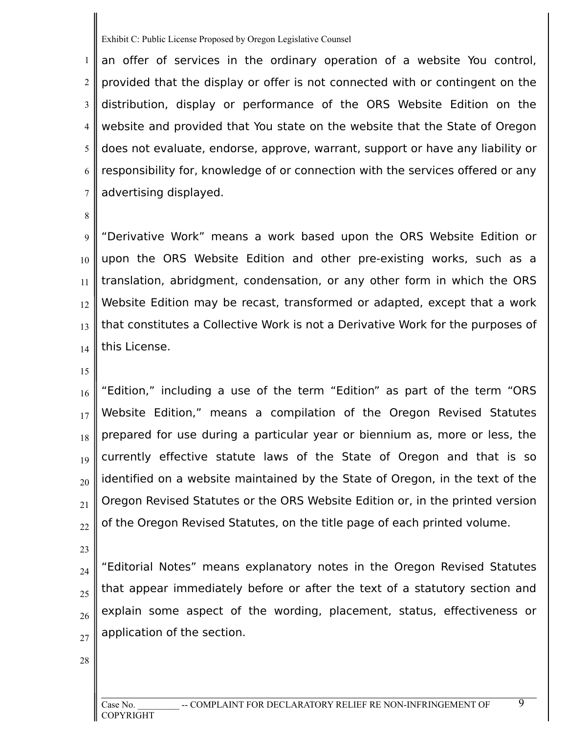an offer of services in the ordinary operation of a website You control, provided that the display or offer is not connected with or contingent on the distribution, display or performance of the ORS Website Edition on the website and provided that You state on the website that the State of Oregon does not evaluate, endorse, approve, warrant, support or have any liability or responsibility for, knowledge of or connection with the services offered or any advertising displayed.

"Derivative Work" means a work based upon the ORS Website Edition or upon the ORS Website Edition and other pre-existing works, such as a translation, abridgment, condensation, or any other form in which the ORS Website Edition may be recast, transformed or adapted, except that a work that constitutes a Collective Work is not a Derivative Work for the purposes of this License.

"Edition," including a use of the term "Edition" as part of the term "ORS Website Edition," means a compilation of the Oregon Revised Statutes prepared for use during a particular year or biennium as, more or less, the currently effective statute laws of the State of Oregon and that is so identified on a website maintained by the State of Oregon, in the text of the Oregon Revised Statutes or the ORS Website Edition or, in the printed version of the Oregon Revised Statutes, on the title page of each printed volume.

"Editorial Notes" means explanatory notes in the Oregon Revised Statutes that appear immediately before or after the text of a statutory section and explain some aspect of the wording, placement, status, effectiveness or application of the section.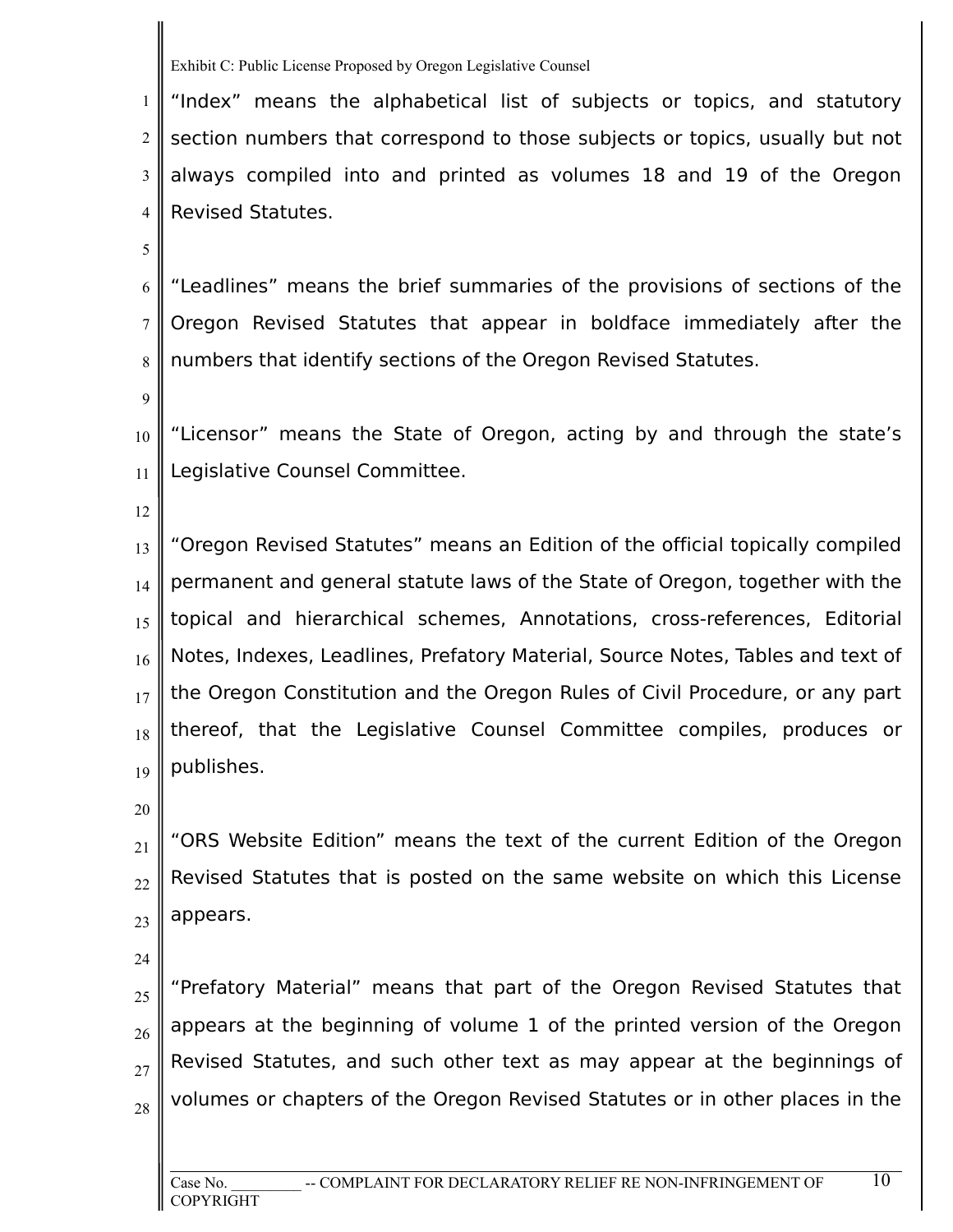Exhibit C: Public License Proposed by Oregon Legislative Counsel

"Index" means the alphabetical list of subjects or topics, and statutory section numbers that correspond to those subjects or topics, usually but not always compiled into and printed as volumes 18 and 19 of the Oregon Revised Statutes.

"Leadlines" means the brief summaries of the provisions of sections of the Oregon Revised Statutes that appear in boldface immediately after the numbers that identify sections of the Oregon Revised Statutes.

"Licensor" means the State of Oregon, acting by and through the state's Legislative Counsel Committee.

"Oregon Revised Statutes" means an Edition of the official topically compiled permanent and general statute laws of the State of Oregon, together with the topical and hierarchical schemes, Annotations, cross-references, Editorial Notes, Indexes, Leadlines, Prefatory Material, Source Notes, Tables and text of the Oregon Constitution and the Oregon Rules of Civil Procedure, or any part thereof, that the Legislative Counsel Committee compiles, produces or publishes.

"ORS Website Edition" means the text of the current Edition of the Oregon Revised Statutes that is posted on the same website on which this License appears.

"Prefatory Material" means that part of the Oregon Revised Statutes that appears at the beginning of volume 1 of the printed version of the Oregon Revised Statutes, and such other text as may appear at the beginnings of volumes or chapters of the Oregon Revised Statutes or in other places in the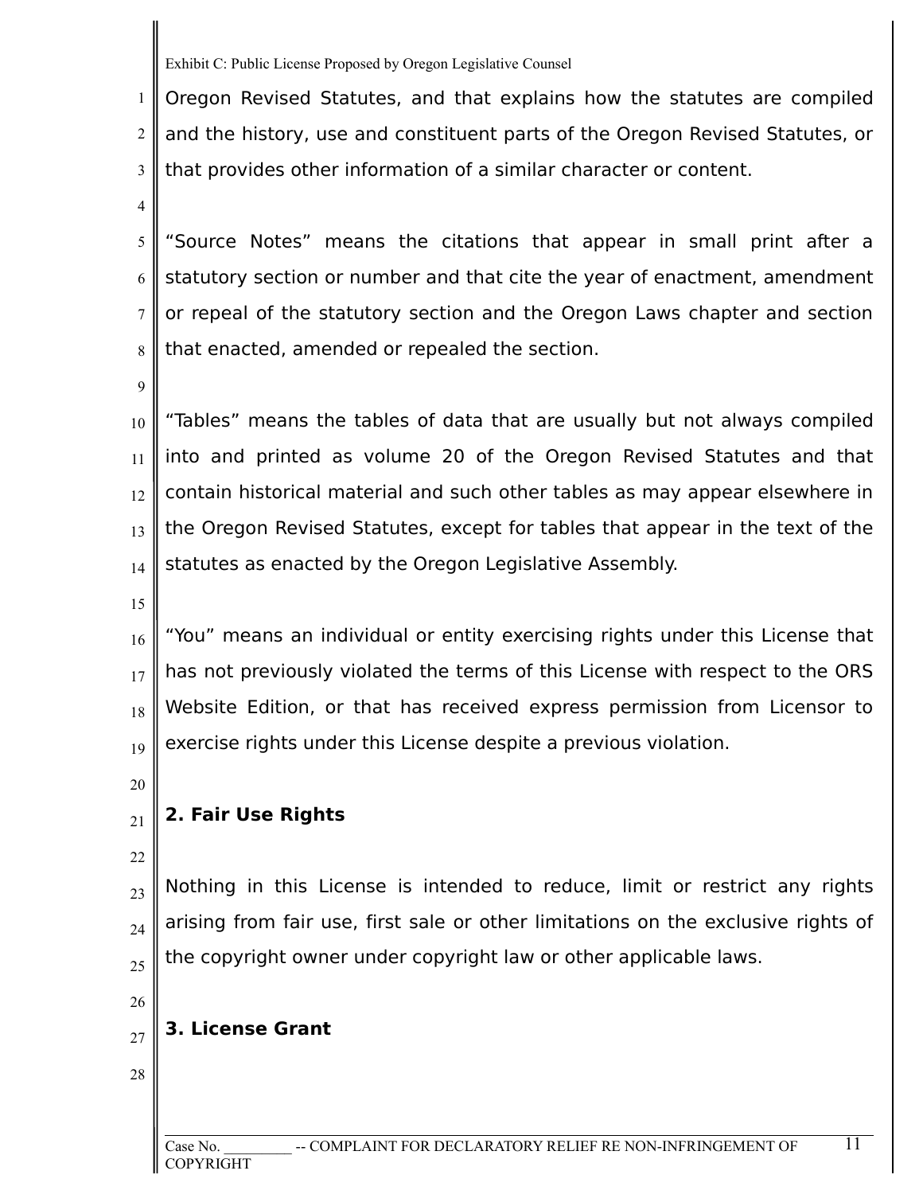Oregon Revised Statutes, and that explains how the statutes are compiled and the history, use and constituent parts of the Oregon Revised Statutes, or that provides other information of a similar character or content.

“Source Notes” means the citations that appear in small print after a statutory section or number and that cite the year of enactment, amendment or repeal of the statutory section and the Oregon Laws chapter and section that enacted, amended or repealed the section.

“Tables” means the tables of data that are usually but not always compiled into and printed as volume 20 of the Oregon Revised Statutes and that contain historical material and such other tables as may appear elsewhere in the Oregon Revised Statutes, except for tables that appear in the text of the statutes as enacted by the Oregon Legislative Assembly.

“You” means an individual or entity exercising rights under this License that has not previously violated the terms of this License with respect to the ORS Website Edition, or that has received express permission from Licensor to exercise rights under this License despite a previous violation.

**2. Fair Use Rights**

Nothing in this License is intended to reduce, limit or restrict any rights arising from fair use, first sale or other limitations on the exclusive rights of the copyright owner under copyright law or other applicable laws.

**3. License Grant**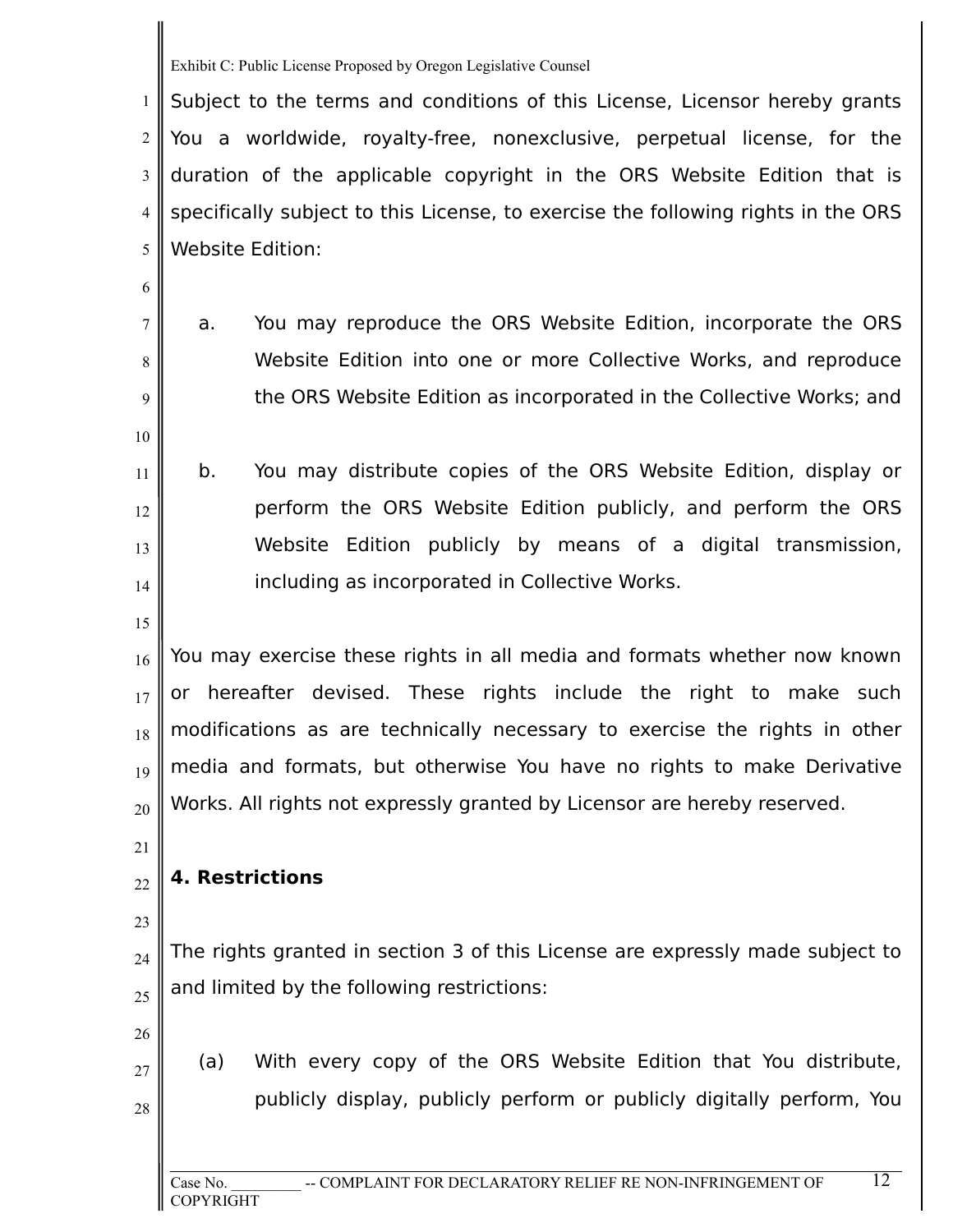Exhibit C: Public License Proposed by Oregon Legislative Counsel

Subject to the terms and conditions of this License, Licensor hereby grants You a worldwide, royalty-free, nonexclusive, perpetual license, for the duration of the applicable copyright in the ORS Website Edition that is specifically subject to this License, to exercise the following rights in the ORS Website Edition:

a. You may reproduce the ORS Website Edition, incorporate the ORS Website Edition into one or more Collective Works, and reproduce the ORS Website Edition as incorporated in the Collective Works; and

b. You may distribute copies of the ORS Website Edition, display or perform the ORS Website Edition publicly, and perform the ORS Website Edition publicly by means of a digital transmission, including as incorporated in Collective Works.

You may exercise these rights in all media and formats whether now known or hereafter devised. These rights include the right to make such modifications as are technically necessary to exercise the rights in other media and formats, but otherwise You have no rights to make Derivative Works. All rights not expressly granted by Licensor are hereby reserved.

**4. Restrictions**

The rights granted in section 3 of this License are expressly made subject to and limited by the following restrictions:

(a) With every copy of the ORS Website Edition that You distribute, publicly display, publicly perform or publicly digitally perform, You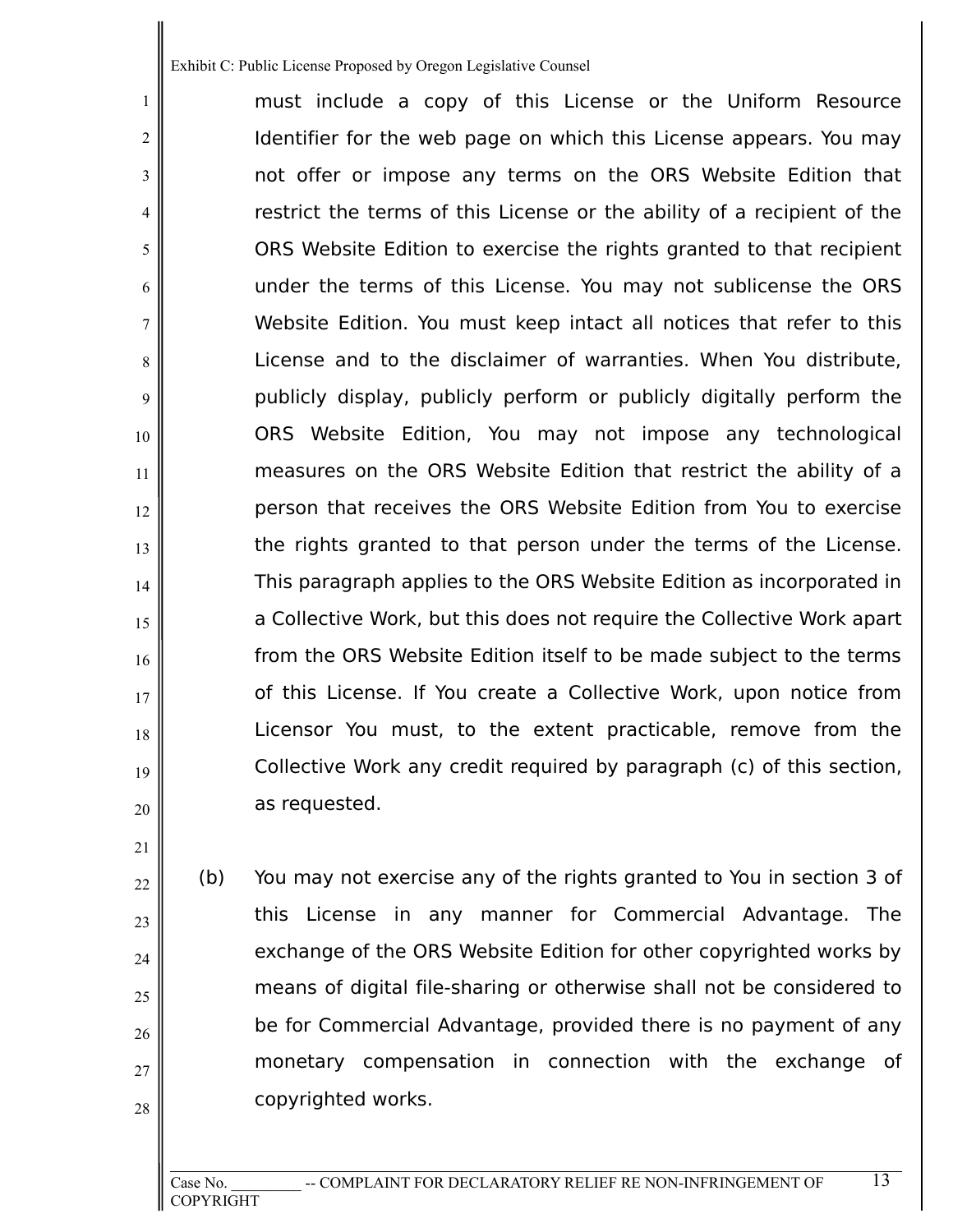must include a copy of this License or the Uniform Resource Identifier for the web page on which this License appears. You may not offer or impose any terms on the ORS Website Edition that restrict the terms of this License or the ability of a recipient of the ORS Website Edition to exercise the rights granted to that recipient under the terms of this License. You may not sublicense the ORS Website Edition. You must keep intact all notices that refer to this License and to the disclaimer of warranties. When You distribute, publicly display, publicly perform or publicly digitally perform the ORS Website Edition, You may not impose any technological measures on the ORS Website Edition that restrict the ability of a person that receives the ORS Website Edition from You to exercise the rights granted to that person under the terms of the License. This paragraph applies to the ORS Website Edition as incorporated in a Collective Work, but this does not require the Collective Work apart from the ORS Website Edition itself to be made subject to the terms of this License. If You create a Collective Work, upon notice from Licensor You must, to the extent practicable, remove from the Collective Work any credit required by paragraph (c) of this section, as requested.

(b) You may not exercise any of the rights granted to You in section 3 of this License in any manner for Commercial Advantage. The exchange of the ORS Website Edition for other copyrighted works by means of digital file-sharing or otherwise shall not be considered to be for Commercial Advantage, provided there is no payment of any monetary compensation in connection with the exchange of copyrighted works.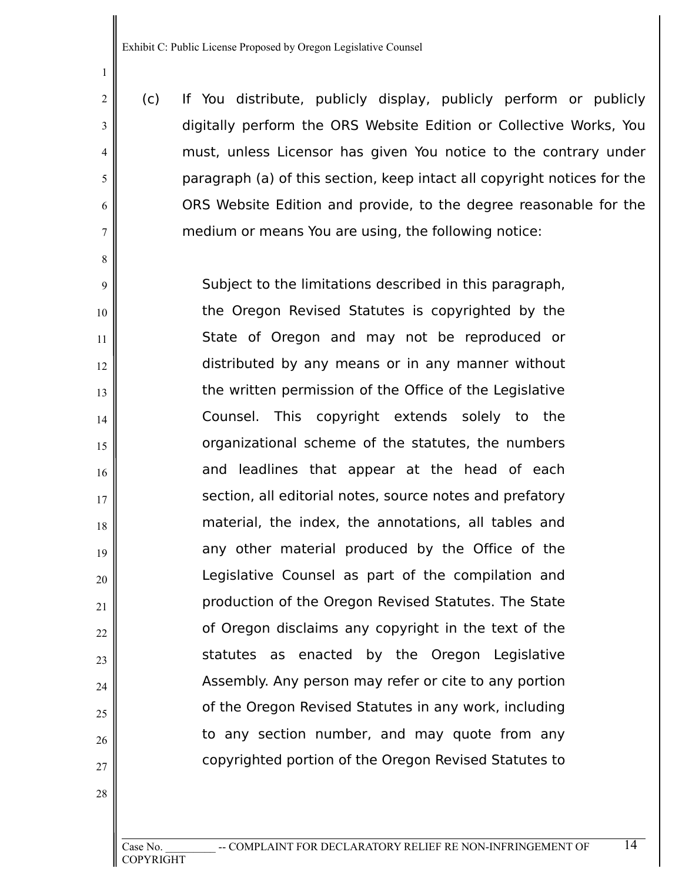Exhibit C: Public License Proposed by Oregon Legislative Counsel

(c) If You distribute, publicly display, publicly perform or publicly digitally perform the ORS Website Edition or Collective Works, You must, unless Licensor has given You notice to the contrary under paragraph (a) of this section, keep intact all copyright notices for the ORS Website Edition and provide, to the degree reasonable for the medium or means You are using, the following notice:

> Subject to the limitations described in this paragraph, the Oregon Revised Statutes is copyrighted by the State of Oregon and may not be reproduced or distributed by any means or in any manner without the written permission of the Office of the Legislative Counsel. This copyright extends solely to the organizational scheme of the statutes, the numbers and leadlines that appear at the head of each section, all editorial notes, source notes and prefatory material, the index, the annotations, all tables and any other material produced by the Office of the Legislative Counsel as part of the compilation and production of the Oregon Revised Statutes. The State of Oregon disclaims any copyright in the text of the statutes as enacted by the Oregon Legislative Assembly. Any person may refer or cite to any portion of the Oregon Revised Statutes in any work, including to any section number, and may quote from any copyrighted portion of the Oregon Revised Statutes to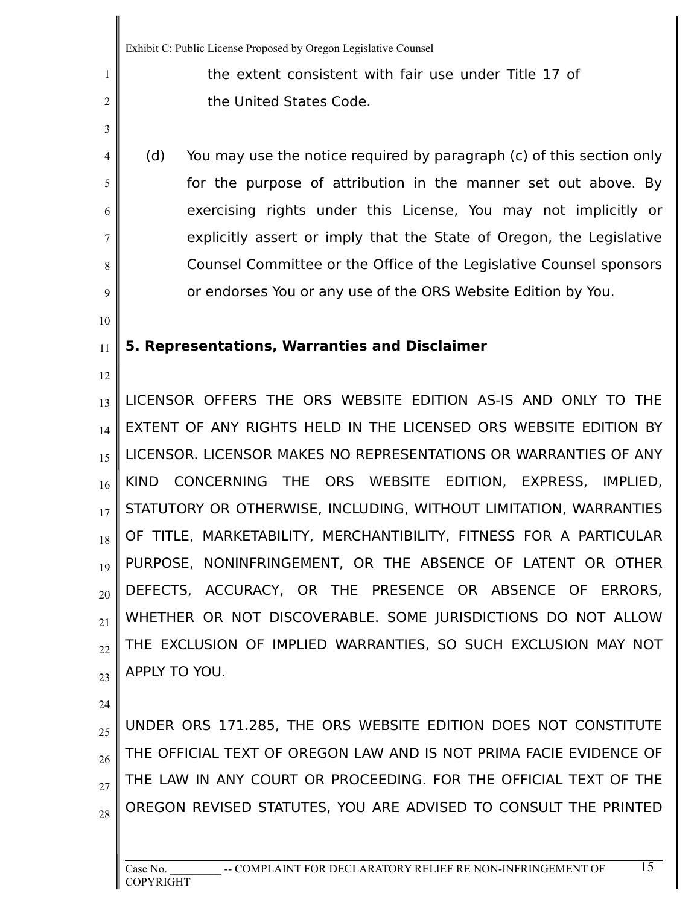the extent consistent with fair use under Title 17 of the United States Code.

(d) You may use the notice required by paragraph (c) of this section only for the purpose of attribution in the manner set out above. By exercising rights under this License, You may not implicitly or explicitly assert or imply that the State of Oregon, the Legislative Counsel Committee or the Office of the Legislative Counsel sponsors or endorses You or any use of the ORS Website Edition by You.

**5. Representations, Warranties and Disclaimer**

LICENSOR OFFERS THE ORS WEBSITE EDITION AS-IS AND ONLY TO THE EXTENT OF ANY RIGHTS HELD IN THE LICENSED ORS WEBSITE EDITION BY LICENSOR. LICENSOR MAKES NO REPRESENTATIONS OR WARRANTIES OF ANY KIND CONCERNING THE ORS WEBSITE EDITION, EXPRESS, IMPLIED, STATUTORY OR OTHERWISE, INCLUDING, WITHOUT LIMITATION, WARRANTIES OF TITLE, MARKETABILITY, MERCHANTIBILITY, FITNESS FOR A PARTICULAR PURPOSE, NONINFRINGEMENT, OR THE ABSENCE OF LATENT OR OTHER DEFECTS, ACCURACY, OR THE PRESENCE OR ABSENCE OF ERRORS, WHETHER OR NOT DISCOVERABLE. SOME JURISDICTIONS DO NOT ALLOW THE EXCLUSION OF IMPLIED WARRANTIES, SO SUCH EXCLUSION MAY NOT APPLY TO YOU.

UNDER ORS 171.285, THE ORS WEBSITE EDITION DOES NOT CONSTITUTE THE OFFICIAL TEXT OF OREGON LAW AND IS NOT PRIMA FACIE EVIDENCE OF THE LAW IN ANY COURT OR PROCEEDING. FOR THE OFFICIAL TEXT OF THE OREGON REVISED STATUTES, YOU ARE ADVISED TO CONSULT THE PRINTED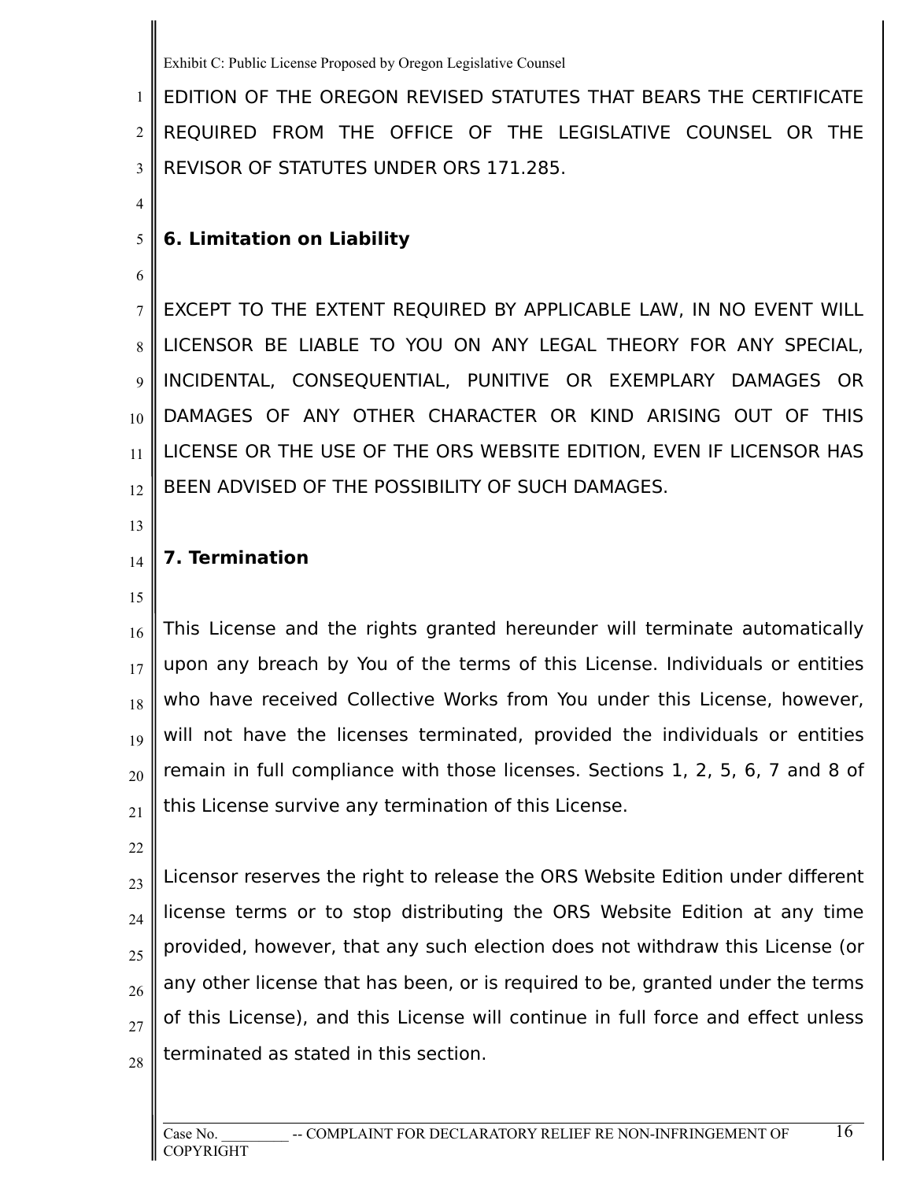EDITION OF THE OREGON REVISED STATUTES THAT BEARS THE CERTIFICATE REQUIRED FROM THE OFFICE OF THE LEGISLATIVE COUNSEL OR THE REVISOR OF STATUTES UNDER ORS 171.285.

**6. Limitation on Liability**

EXCEPT TO THE EXTENT REQUIRED BY APPLICABLE LAW, IN NO EVENT WILL LICENSOR BE LIABLE TO YOU ON ANY LEGAL THEORY FOR ANY SPECIAL, INCIDENTAL, CONSEQUENTIAL, PUNITIVE OR EXEMPLARY DAMAGES OR DAMAGES OF ANY OTHER CHARACTER OR KIND ARISING OUT OF THIS LICENSE OR THE USE OF THE ORS WEBSITE EDITION, EVEN IF LICENSOR HAS BEEN ADVISED OF THE POSSIBILITY OF SUCH DAMAGES.

**7. Termination**

This License and the rights granted hereunder will terminate automatically upon any breach by You of the terms of this License. Individuals or entities who have received Collective Works from You under this License, however, will not have the licenses terminated, provided the individuals or entities remain in full compliance with those licenses. Sections 1, 2, 5, 6, 7 and 8 of this License survive any termination of this License.

Licensor reserves the right to release the ORS Website Edition under different license terms or to stop distributing the ORS Website Edition at any time provided, however, that any such election does not withdraw this License (or any other license that has been, or is required to be, granted under the terms of this License), and this License will continue in full force and effect unless terminated as stated in this section.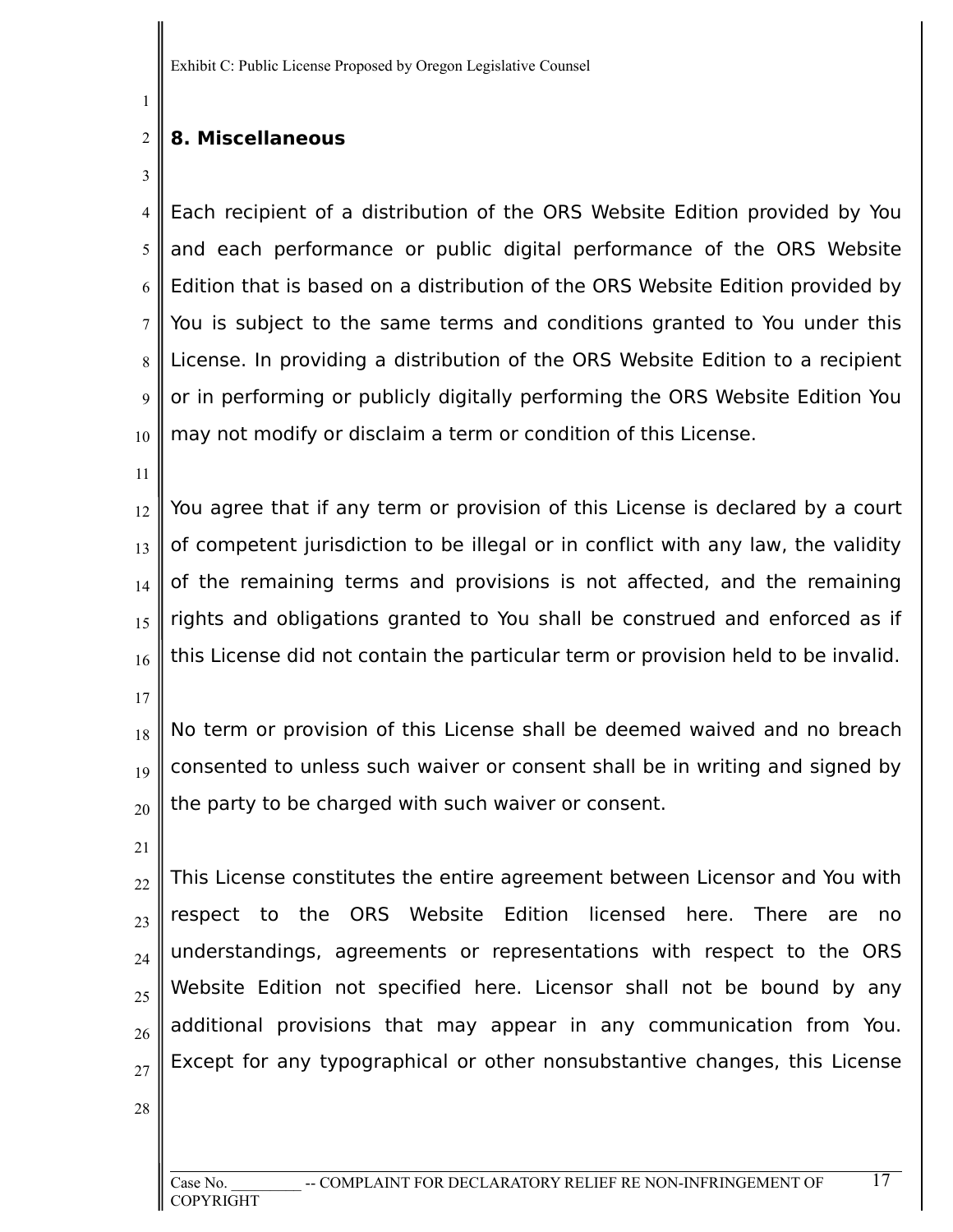Exhibit C: Public License Proposed by Oregon Legislative Counsel

**8. Miscellaneous**

Each recipient of a distribution of the ORS Website Edition provided by You and each performance or public digital performance of the ORS Website Edition that is based on a distribution of the ORS Website Edition provided by You is subject to the same terms and conditions granted to You under this License. In providing a distribution of the ORS Website Edition to a recipient or in performing or publicly digitally performing the ORS Website Edition You may not modify or disclaim a term or condition of this License.

You agree that if any term or provision of this License is declared by a court of competent jurisdiction to be illegal or in conflict with any law, the validity of the remaining terms and provisions is not affected, and the remaining rights and obligations granted to You shall be construed and enforced as if this License did not contain the particular term or provision held to be invalid.

No term or provision of this License shall be deemed waived and no breach consented to unless such waiver or consent shall be in writing and signed by the party to be charged with such waiver or consent.

This License constitutes the entire agreement between Licensor and You with respect to the ORS Website Edition licensed here. There are no understandings, agreements or representations with respect to the ORS Website Edition not specified here. Licensor shall not be bound by any additional provisions that may appear in any communication from You. Except for any typographical or other nonsubstantive changes, this License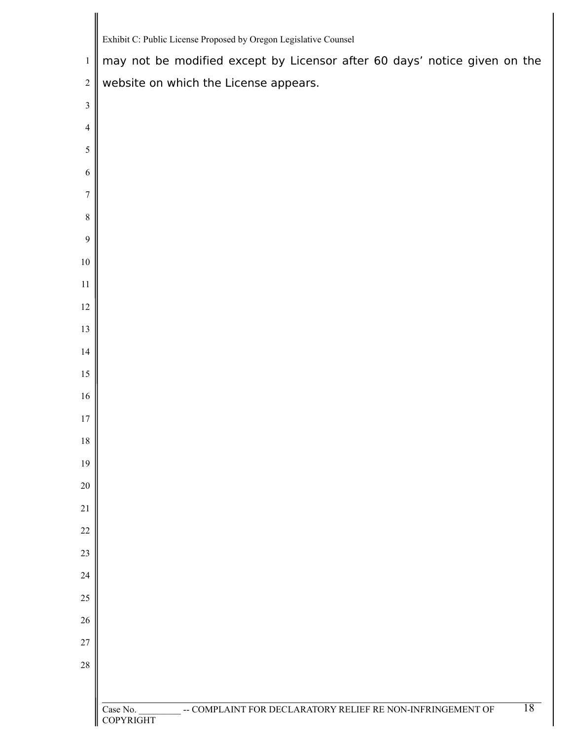may not be modified except by Licensor after 60 days' notice given on the website on which the License appears.